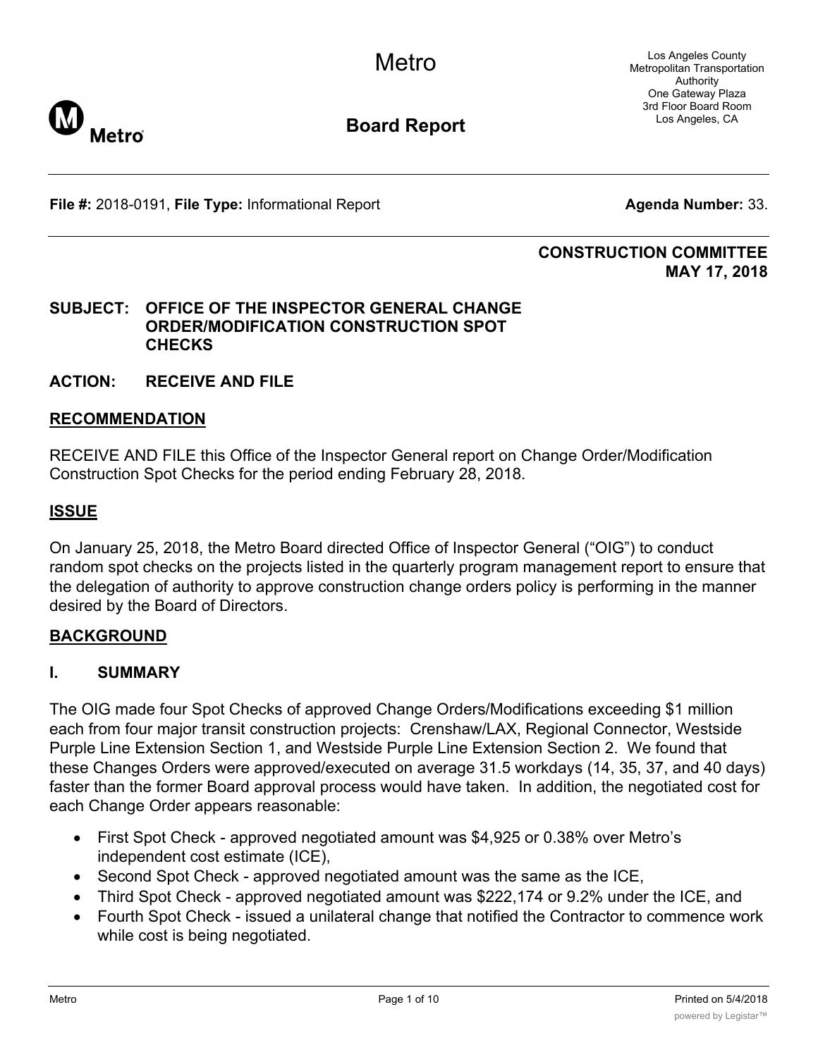# Metro

## Board Report

Los Angeles County
Metropolitan Transportation
Authority
One Gateway Plaza
3rd Floor Board Room
Los Angeles, CA

**File #:** 2018-0191, **File Type:** Informational Report **Agenda Number:** 33.

**CONSTRUCTION COMMITTEE**
**MAY 17, 2018**

**SUBJECT: OFFICE OF THE INSPECTOR GENERAL CHANGE ORDER/MODIFICATION CONSTRUCTION SPOT CHECKS**

**ACTION: RECEIVE AND FILE**

## RECOMMENDATION

RECEIVE AND FILE this Office of the Inspector General report on Change Order/Modification Construction Spot Checks for the period ending February 28, 2018.

## ISSUE

On January 25, 2018, the Metro Board directed Office of Inspector General ("OIG") to conduct random spot checks on the projects listed in the quarterly program management report to ensure that the delegation of authority to approve construction change orders policy is performing in the manner desired by the Board of Directors.

## BACKGROUND

### I. SUMMARY

The OIG made four Spot Checks of approved Change Orders/Modifications exceeding $1 million each from four major transit construction projects: Crenshaw/LAX, Regional Connector, Westside Purple Line Extension Section 1, and Westside Purple Line Extension Section 2. We found that these Changes Orders were approved/executed on average 31.5 workdays (14, 35, 37, and 40 days) faster than the former Board approval process would have taken. In addition, the negotiated cost for each Change Order appears reasonable:

- First Spot Check - approved negotiated amount was $4,925 or 0.38% over Metro's independent cost estimate (ICE),
- Second Spot Check - approved negotiated amount was the same as the ICE,
- Third Spot Check - approved negotiated amount was $222,174 or 9.2% under the ICE, and
- Fourth Spot Check - issued a unilateral change that notified the Contractor to commence work while cost is being negotiated.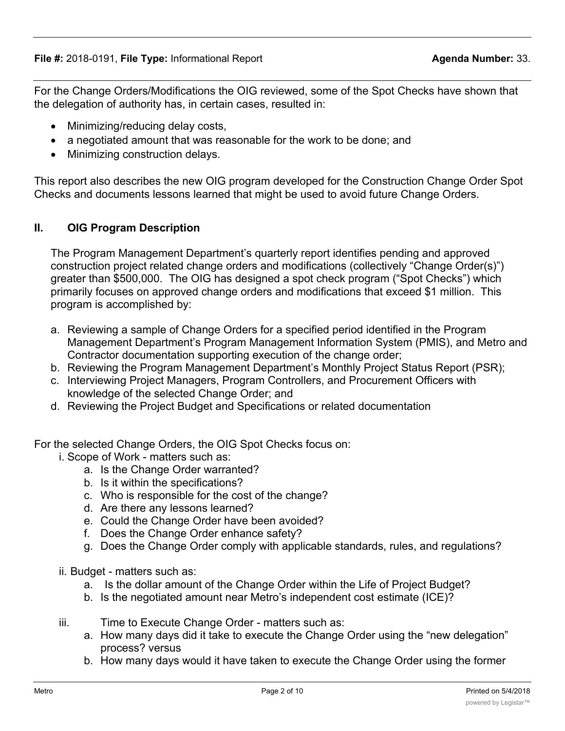For the Change Orders/Modifications the OIG reviewed, some of the Spot Checks have shown that the delegation of authority has, in certain cases, resulted in:

- Minimizing/reducing delay costs,
- a negotiated amount that was reasonable for the work to be done; and
- Minimizing construction delays.

This report also describes the new OIG program developed for the Construction Change Order Spot Checks and documents lessons learned that might be used to avoid future Change Orders.

## II. OIG Program Description

The Program Management Department's quarterly report identifies pending and approved construction project related change orders and modifications (collectively "Change Order(s)") greater than $500,000. The OIG has designed a spot check program ("Spot Checks") which primarily focuses on approved change orders and modifications that exceed $1 million. This program is accomplished by:

a. Reviewing a sample of Change Orders for a specified period identified in the Program Management Department's Program Management Information System (PMIS), and Metro and Contractor documentation supporting execution of the change order;
b. Reviewing the Program Management Department's Monthly Project Status Report (PSR);
c. Interviewing Project Managers, Program Controllers, and Procurement Officers with knowledge of the selected Change Order; and
d. Reviewing the Project Budget and Specifications or related documentation

For the selected Change Orders, the OIG Spot Checks focus on:

i. Scope of Work - matters such as:
   a. Is the Change Order warranted?
   b. Is it within the specifications?
   c. Who is responsible for the cost of the change?
   d. Are there any lessons learned?
   e. Could the Change Order have been avoided?
   f. Does the Change Order enhance safety?
   g. Does the Change Order comply with applicable standards, rules, and regulations?

ii. Budget - matters such as:
   a. Is the dollar amount of the Change Order within the Life of Project Budget?
   b. Is the negotiated amount near Metro's independent cost estimate (ICE)?

iii. Time to Execute Change Order - matters such as:
   a. How many days did it take to execute the Change Order using the "new delegation" process? versus
   b. How many days would it have taken to execute the Change Order using the former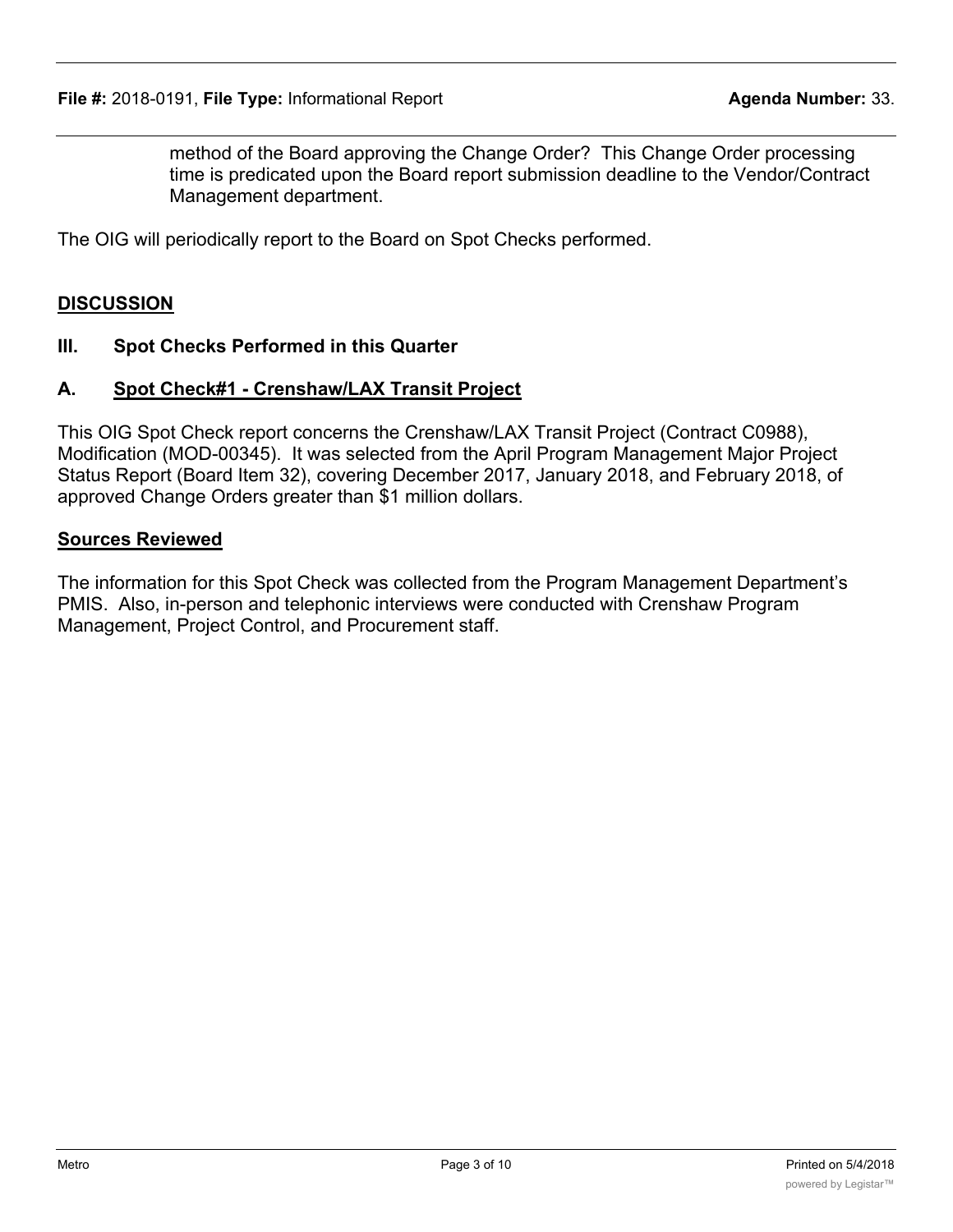method of the Board approving the Change Order? This Change Order processing time is predicated upon the Board report submission deadline to the Vendor/Contract Management department.

The OIG will periodically report to the Board on Spot Checks performed.

## DISCUSSION

### III. Spot Checks Performed in this Quarter

### A. Spot Check#1 - Crenshaw/LAX Transit Project

This OIG Spot Check report concerns the Crenshaw/LAX Transit Project (Contract C0988), Modification (MOD-00345). It was selected from the April Program Management Major Project Status Report (Board Item 32), covering December 2017, January 2018, and February 2018, of approved Change Orders greater than $1 million dollars.

#### Sources Reviewed

The information for this Spot Check was collected from the Program Management Department's PMIS. Also, in-person and telephonic interviews were conducted with Crenshaw Program Management, Project Control, and Procurement staff.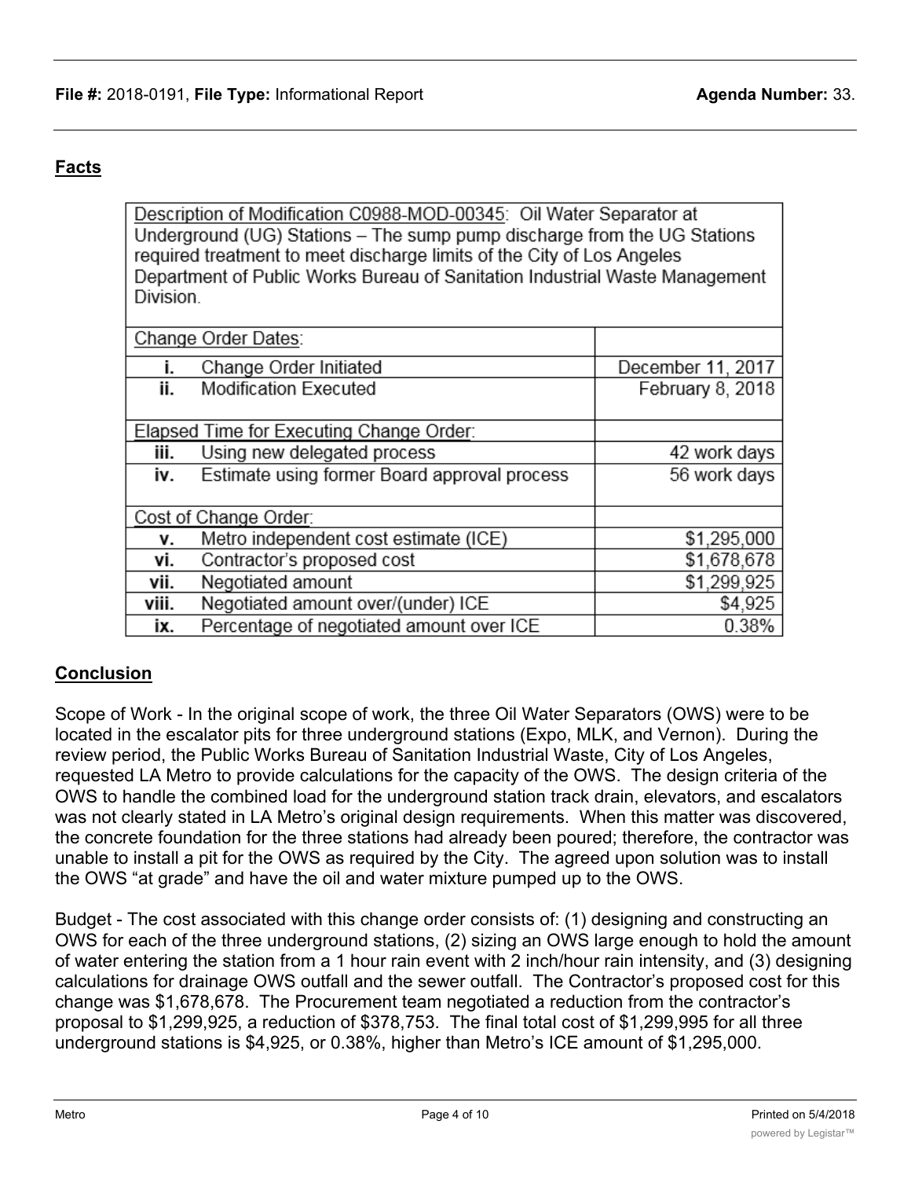**File #:** 2018-0191, **File Type:** Informational Report **Agenda Number:** 33.

## Facts

| Description of Modification C0988-MOD-00345: Oil Water Separator at Underground (UG) Stations – The sump pump discharge from the UG Stations required treatment to meet discharge limits of the City of Los Angeles Department of Public Works Bureau of Sanitation Industrial Waste Management Division. | |
|---|---|
| Change Order Dates: | |
| i. Change Order Initiated | December 11, 2017 |
| ii. Modification Executed | February 8, 2018 |
| Elapsed Time for Executing Change Order: | |
| iii. Using new delegated process | 42 work days |
| iv. Estimate using former Board approval process | 56 work days |
| Cost of Change Order: | |
| v. Metro independent cost estimate (ICE) | $1,295,000 |
| vi. Contractor's proposed cost | $1,678,678 |
| vii. Negotiated amount | $1,299,925 |
| viii. Negotiated amount over/(under) ICE | $4,925 |
| ix. Percentage of negotiated amount over ICE | 0.38% |

## Conclusion

Scope of Work - In the original scope of work, the three Oil Water Separators (OWS) were to be located in the escalator pits for three underground stations (Expo, MLK, and Vernon). During the review period, the Public Works Bureau of Sanitation Industrial Waste, City of Los Angeles, requested LA Metro to provide calculations for the capacity of the OWS. The design criteria of the OWS to handle the combined load for the underground station track drain, elevators, and escalators was not clearly stated in LA Metro's original design requirements. When this matter was discovered, the concrete foundation for the three stations had already been poured; therefore, the contractor was unable to install a pit for the OWS as required by the City. The agreed upon solution was to install the OWS "at grade" and have the oil and water mixture pumped up to the OWS.

Budget - The cost associated with this change order consists of: (1) designing and constructing an OWS for each of the three underground stations, (2) sizing an OWS large enough to hold the amount of water entering the station from a 1 hour rain event with 2 inch/hour rain intensity, and (3) designing calculations for drainage OWS outfall and the sewer outfall. The Contractor's proposed cost for this change was $1,678,678. The Procurement team negotiated a reduction from the contractor's proposal to $1,299,925, a reduction of $378,753. The final total cost of $1,299,995 for all three underground stations is $4,925, or 0.38%, higher than Metro's ICE amount of $1,295,000.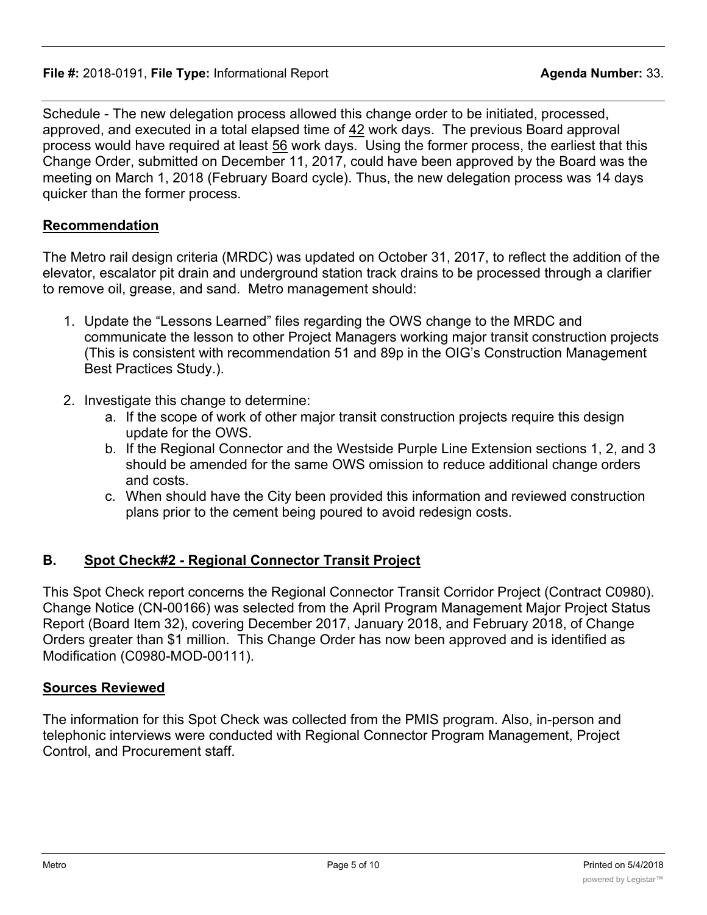Schedule - The new delegation process allowed this change order to be initiated, processed, approved, and executed in a total elapsed time of 42 work days. The previous Board approval process would have required at least 56 work days. Using the former process, the earliest that this Change Order, submitted on December 11, 2017, could have been approved by the Board was the meeting on March 1, 2018 (February Board cycle). Thus, the new delegation process was 14 days quicker than the former process.

## Recommendation

The Metro rail design criteria (MRDC) was updated on October 31, 2017, to reflect the addition of the elevator, escalator pit drain and underground station track drains to be processed through a clarifier to remove oil, grease, and sand. Metro management should:

1. Update the "Lessons Learned" files regarding the OWS change to the MRDC and communicate the lesson to other Project Managers working major transit construction projects (This is consistent with recommendation 51 and 89p in the OIG's Construction Management Best Practices Study.).
2. Investigate this change to determine:
   a. If the scope of work of other major transit construction projects require this design update for the OWS.
   b. If the Regional Connector and the Westside Purple Line Extension sections 1, 2, and 3 should be amended for the same OWS omission to reduce additional change orders and costs.
   c. When should have the City been provided this information and reviewed construction plans prior to the cement being poured to avoid redesign costs.

## B. Spot Check#2 - Regional Connector Transit Project

This Spot Check report concerns the Regional Connector Transit Corridor Project (Contract C0980). Change Notice (CN-00166) was selected from the April Program Management Major Project Status Report (Board Item 32), covering December 2017, January 2018, and February 2018, of Change Orders greater than $1 million. This Change Order has now been approved and is identified as Modification (C0980-MOD-00111).

## Sources Reviewed

The information for this Spot Check was collected from the PMIS program. Also, in-person and telephonic interviews were conducted with Regional Connector Program Management, Project Control, and Procurement staff.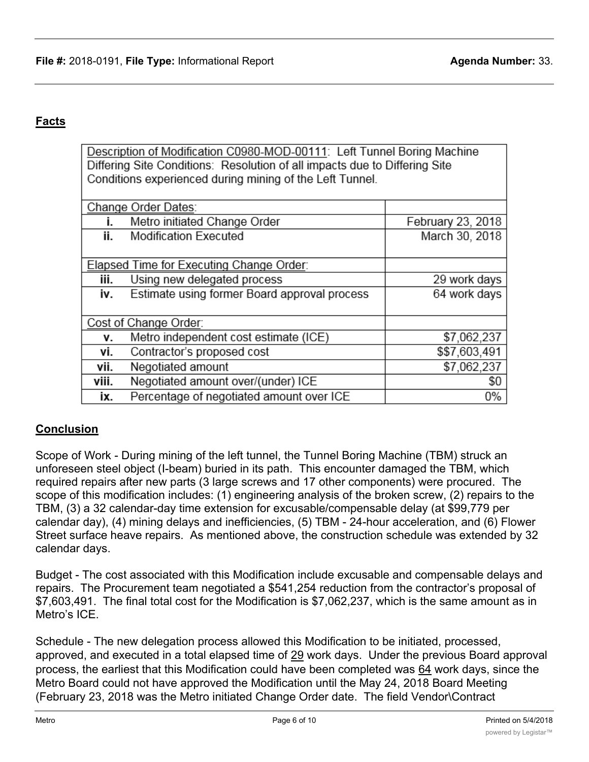## Facts

| Description of Modification C0980-MOD-00111: Left Tunnel Boring Machine Differing Site Conditions: Resolution of all impacts due to Differing Site Conditions experienced during mining of the Left Tunnel. | |
|---|---|
| Change Order Dates: | |
| i. Metro initiated Change Order | February 23, 2018 |
| ii. Modification Executed | March 30, 2018 |
| Elapsed Time for Executing Change Order: | |
| iii. Using new delegated process | 29 work days |
| iv. Estimate using former Board approval process | 64 work days |
| Cost of Change Order: | |
| v. Metro independent cost estimate (ICE) | $7,062,237 |
| vi. Contractor's proposed cost | $$7,603,491 |
| vii. Negotiated amount | $7,062,237 |
| viii. Negotiated amount over/(under) ICE | $0 |
| ix. Percentage of negotiated amount over ICE | 0% |

## Conclusion

Scope of Work - During mining of the left tunnel, the Tunnel Boring Machine (TBM) struck an unforeseen steel object (I-beam) buried in its path. This encounter damaged the TBM, which required repairs after new parts (3 large screws and 17 other components) were procured. The scope of this modification includes: (1) engineering analysis of the broken screw, (2) repairs to the TBM, (3) a 32 calendar-day time extension for excusable/compensable delay (at $99,779 per calendar day), (4) mining delays and inefficiencies, (5) TBM - 24-hour acceleration, and (6) Flower Street surface heave repairs. As mentioned above, the construction schedule was extended by 32 calendar days.

Budget - The cost associated with this Modification include excusable and compensable delays and repairs. The Procurement team negotiated a $541,254 reduction from the contractor's proposal of $7,603,491. The final total cost for the Modification is $7,062,237, which is the same amount as in Metro's ICE.

Schedule - The new delegation process allowed this Modification to be initiated, processed, approved, and executed in a total elapsed time of 29 work days. Under the previous Board approval process, the earliest that this Modification could have been completed was 64 work days, since the Metro Board could not have approved the Modification until the May 24, 2018 Board Meeting (February 23, 2018 was the Metro initiated Change Order date. The field Vendor\Contract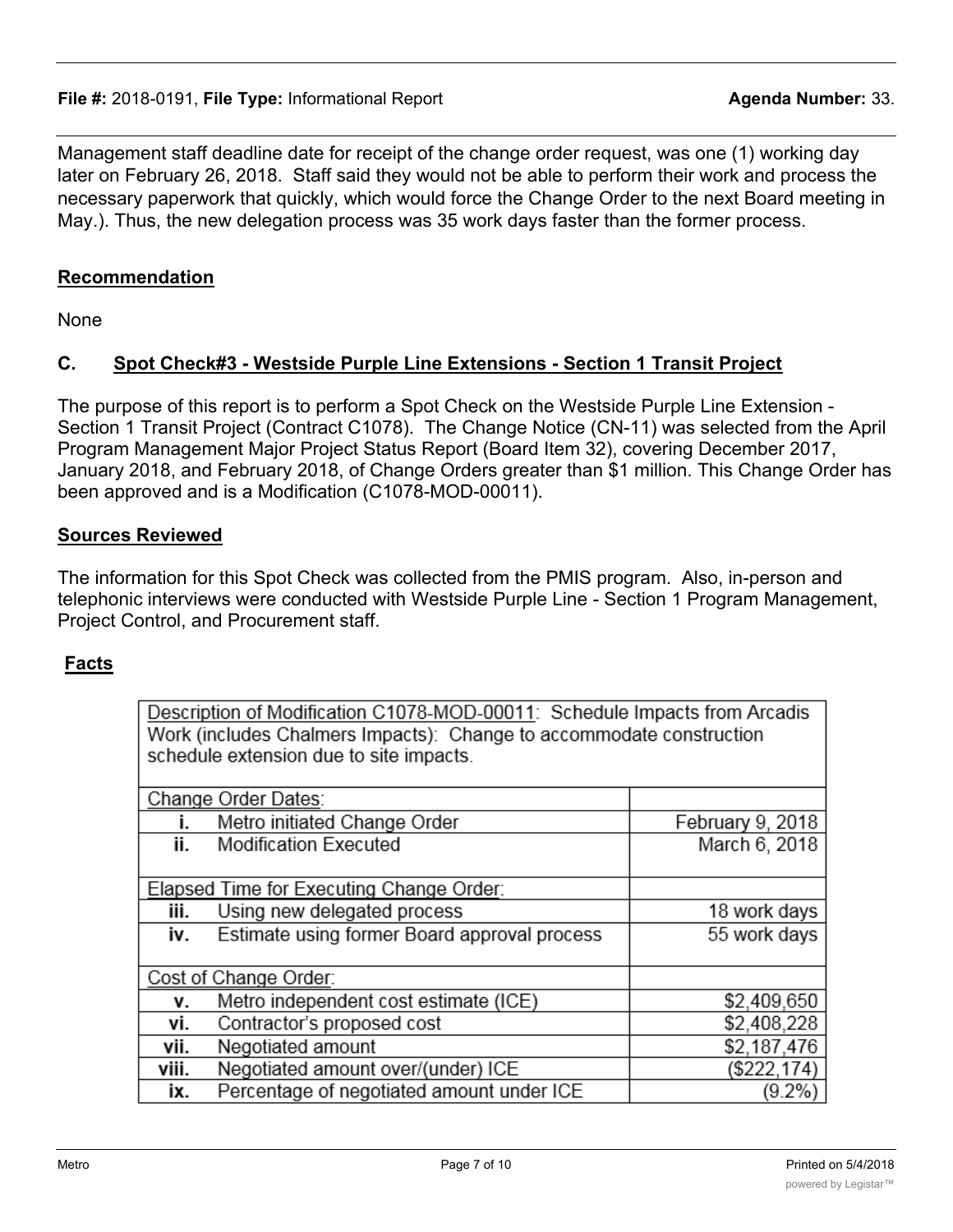Management staff deadline date for receipt of the change order request, was one (1) working day later on February 26, 2018. Staff said they would not be able to perform their work and process the necessary paperwork that quickly, which would force the Change Order to the next Board meeting in May.). Thus, the new delegation process was 35 work days faster than the former process.

**Recommendation**

None

## C. Spot Check#3 - Westside Purple Line Extensions - Section 1 Transit Project

The purpose of this report is to perform a Spot Check on the Westside Purple Line Extension - Section 1 Transit Project (Contract C1078). The Change Notice (CN-11) was selected from the April Program Management Major Project Status Report (Board Item 32), covering December 2017, January 2018, and February 2018, of Change Orders greater than \$1 million. This Change Order has been approved and is a Modification (C1078-MOD-00011).

**Sources Reviewed**

The information for this Spot Check was collected from the PMIS program. Also, in-person and telephonic interviews were conducted with Westside Purple Line - Section 1 Program Management, Project Control, and Procurement staff.

**Facts**

| Description of Modification C1078-MOD-00011: Schedule Impacts from Arcadis Work (includes Chalmers Impacts): Change to accommodate construction schedule extension due to site impacts. | |
|---|---|
| **Change Order Dates:** | |
| i. Metro initiated Change Order | February 9, 2018 |
| ii. Modification Executed | March 6, 2018 |
| **Elapsed Time for Executing Change Order:** | |
| iii. Using new delegated process | 18 work days |
| iv. Estimate using former Board approval process | 55 work days |
| **Cost of Change Order:** | |
| v. Metro independent cost estimate (ICE) | \$2,409,650 |
| vi. Contractor's proposed cost | \$2,408,228 |
| vii. Negotiated amount | \$2,187,476 |
| viii. Negotiated amount over/(under) ICE | (\$222,174) |
| ix. Percentage of negotiated amount under ICE | (9.2%) |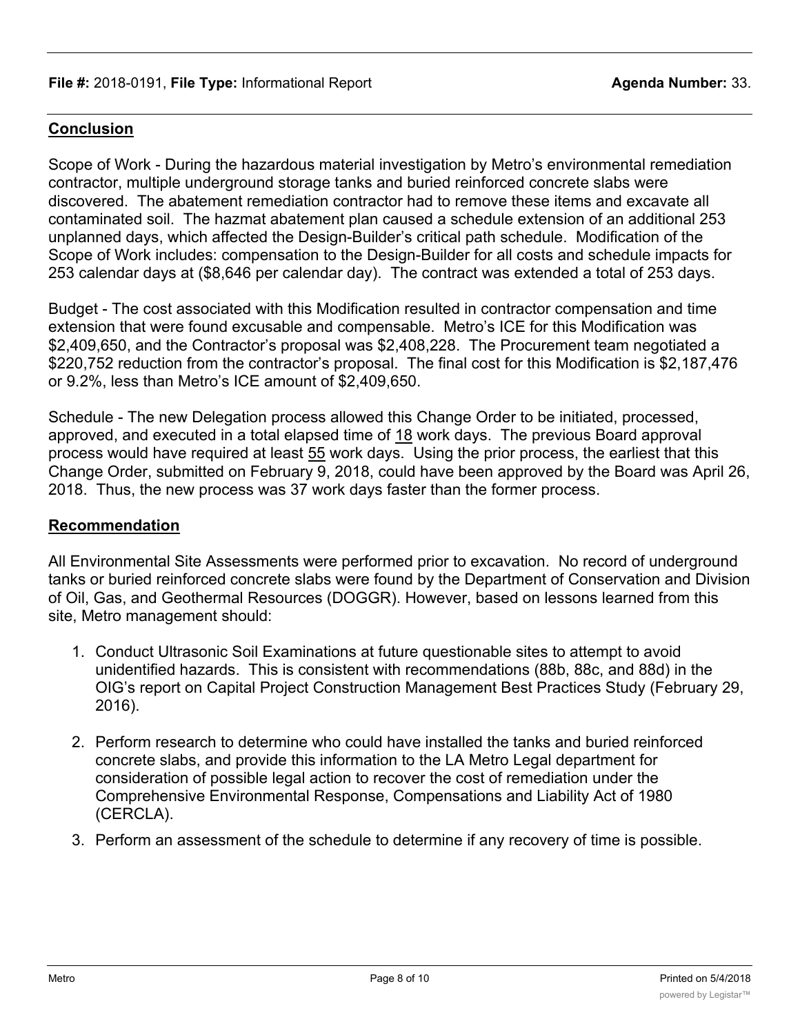**File #:** 2018-0191, **File Type:** Informational Report **Agenda Number:** 33.

## Conclusion

Scope of Work - During the hazardous material investigation by Metro's environmental remediation contractor, multiple underground storage tanks and buried reinforced concrete slabs were discovered. The abatement remediation contractor had to remove these items and excavate all contaminated soil. The hazmat abatement plan caused a schedule extension of an additional 253 unplanned days, which affected the Design-Builder's critical path schedule. Modification of the Scope of Work includes: compensation to the Design-Builder for all costs and schedule impacts for 253 calendar days at ($8,646 per calendar day). The contract was extended a total of 253 days.

Budget - The cost associated with this Modification resulted in contractor compensation and time extension that were found excusable and compensable. Metro's ICE for this Modification was $2,409,650, and the Contractor's proposal was $2,408,228. The Procurement team negotiated a $220,752 reduction from the contractor's proposal. The final cost for this Modification is $2,187,476 or 9.2%, less than Metro's ICE amount of $2,409,650.

Schedule - The new Delegation process allowed this Change Order to be initiated, processed, approved, and executed in a total elapsed time of 18 work days. The previous Board approval process would have required at least 55 work days. Using the prior process, the earliest that this Change Order, submitted on February 9, 2018, could have been approved by the Board was April 26, 2018. Thus, the new process was 37 work days faster than the former process.

## Recommendation

All Environmental Site Assessments were performed prior to excavation. No record of underground tanks or buried reinforced concrete slabs were found by the Department of Conservation and Division of Oil, Gas, and Geothermal Resources (DOGGR). However, based on lessons learned from this site, Metro management should:

1. Conduct Ultrasonic Soil Examinations at future questionable sites to attempt to avoid unidentified hazards. This is consistent with recommendations (88b, 88c, and 88d) in the OIG's report on Capital Project Construction Management Best Practices Study (February 29, 2016).

2. Perform research to determine who could have installed the tanks and buried reinforced concrete slabs, and provide this information to the LA Metro Legal department for consideration of possible legal action to recover the cost of remediation under the Comprehensive Environmental Response, Compensations and Liability Act of 1980 (CERCLA).

3. Perform an assessment of the schedule to determine if any recovery of time is possible.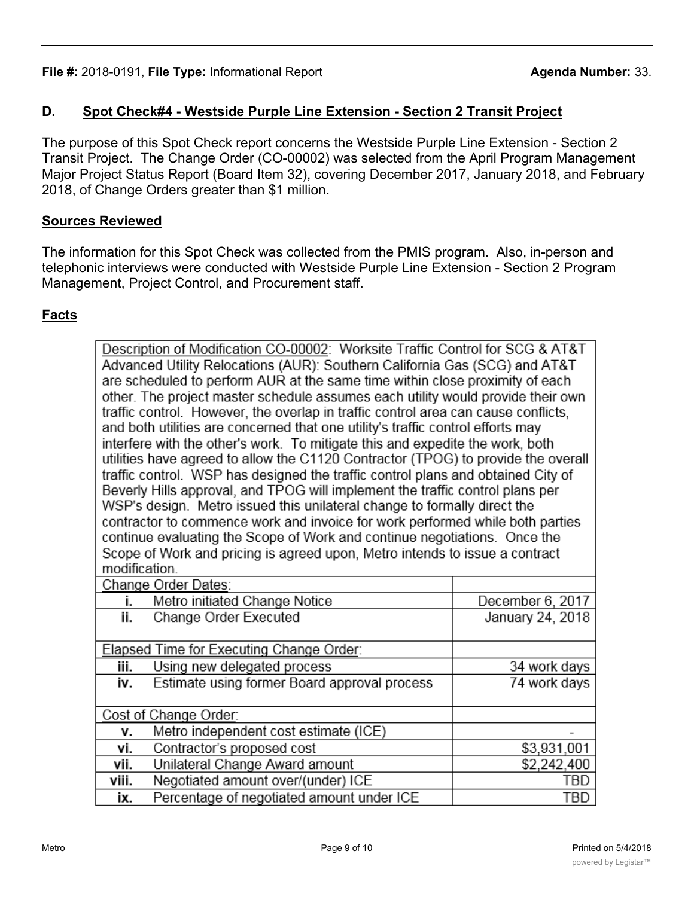File #: 2018-0191, File Type: Informational Report **Agenda Number:** 33.

## D. Spot Check#4 - Westside Purple Line Extension - Section 2 Transit Project

The purpose of this Spot Check report concerns the Westside Purple Line Extension - Section 2 Transit Project. The Change Order (CO-00002) was selected from the April Program Management Major Project Status Report (Board Item 32), covering December 2017, January 2018, and February 2018, of Change Orders greater than $1 million.

### Sources Reviewed

The information for this Spot Check was collected from the PMIS program. Also, in-person and telephonic interviews were conducted with Westside Purple Line Extension - Section 2 Program Management, Project Control, and Procurement staff.

### Facts

| Description of Modification CO-00002: Worksite Traffic Control for SCG & AT&T Advanced Utility Relocations (AUR): Southern California Gas (SCG) and AT&T are scheduled to perform AUR at the same time within close proximity of each other. The project master schedule assumes each utility would provide their own traffic control. However, the overlap in traffic control area can cause conflicts, and both utilities are concerned that one utility's traffic control efforts may interfere with the other's work. To mitigate this and expedite the work, both utilities have agreed to allow the C1120 Contractor (TPOG) to provide the overall traffic control. WSP has designed the traffic control plans and obtained City of Beverly Hills approval, and TPOG will implement the traffic control plans per WSP's design. Metro issued this unilateral change to formally direct the contractor to commence work and invoice for work performed while both parties continue evaluating the Scope of Work and continue negotiations. Once the Scope of Work and pricing is agreed upon, Metro intends to issue a contract modification. | |
|---|---|
| Change Order Dates: | |
| i. Metro initiated Change Notice | December 6, 2017 |
| ii. Change Order Executed | January 24, 2018 |
| Elapsed Time for Executing Change Order: | |
| iii. Using new delegated process | 34 work days |
| iv. Estimate using former Board approval process | 74 work days |
| Cost of Change Order: | |
| v. Metro independent cost estimate (ICE) | - |
| vi. Contractor's proposed cost | $3,931,001 |
| vii. Unilateral Change Award amount | $2,242,400 |
| viii. Negotiated amount over/(under) ICE | TBD |
| ix. Percentage of negotiated amount under ICE | TBD |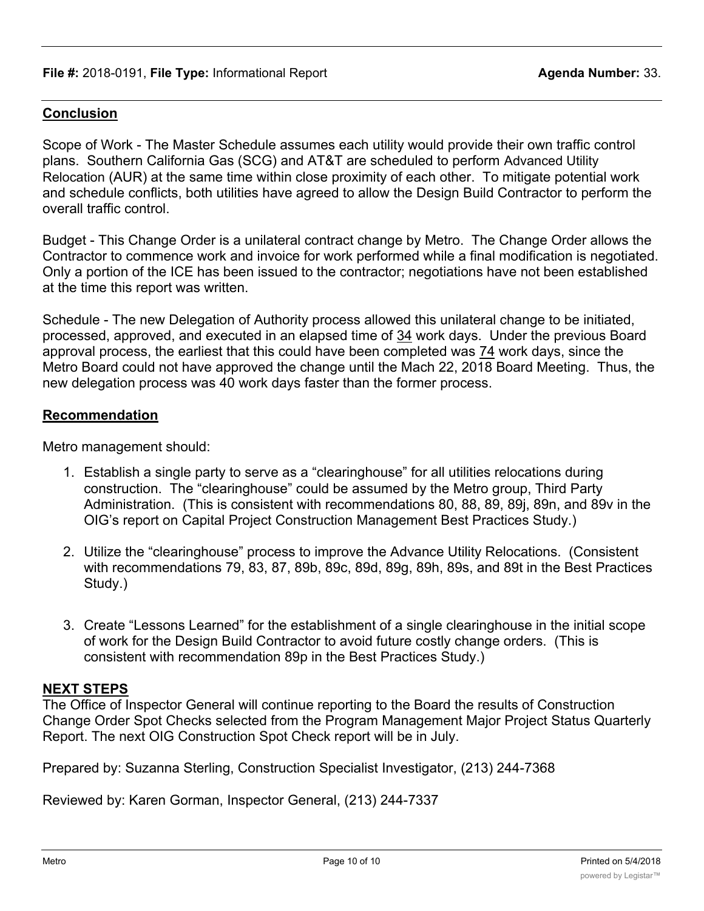## Conclusion

Scope of Work - The Master Schedule assumes each utility would provide their own traffic control plans. Southern California Gas (SCG) and AT&T are scheduled to perform Advanced Utility Relocation (AUR) at the same time within close proximity of each other. To mitigate potential work and schedule conflicts, both utilities have agreed to allow the Design Build Contractor to perform the overall traffic control.

Budget - This Change Order is a unilateral contract change by Metro. The Change Order allows the Contractor to commence work and invoice for work performed while a final modification is negotiated. Only a portion of the ICE has been issued to the contractor; negotiations have not been established at the time this report was written.

Schedule - The new Delegation of Authority process allowed this unilateral change to be initiated, processed, approved, and executed in an elapsed time of 34 work days. Under the previous Board approval process, the earliest that this could have been completed was 74 work days, since the Metro Board could not have approved the change until the Mach 22, 2018 Board Meeting. Thus, the new delegation process was 40 work days faster than the former process.

## Recommendation

Metro management should:

1. Establish a single party to serve as a "clearinghouse" for all utilities relocations during construction. The "clearinghouse" could be assumed by the Metro group, Third Party Administration. (This is consistent with recommendations 80, 88, 89, 89j, 89n, and 89v in the OIG's report on Capital Project Construction Management Best Practices Study.)

2. Utilize the "clearinghouse" process to improve the Advance Utility Relocations. (Consistent with recommendations 79, 83, 87, 89b, 89c, 89d, 89g, 89h, 89s, and 89t in the Best Practices Study.)

3. Create "Lessons Learned" for the establishment of a single clearinghouse in the initial scope of work for the Design Build Contractor to avoid future costly change orders. (This is consistent with recommendation 89p in the Best Practices Study.)

## NEXT STEPS

The Office of Inspector General will continue reporting to the Board the results of Construction Change Order Spot Checks selected from the Program Management Major Project Status Quarterly Report. The next OIG Construction Spot Check report will be in July.

Prepared by: Suzanna Sterling, Construction Specialist Investigator, (213) 244-7368

Reviewed by: Karen Gorman, Inspector General, (213) 244-7337